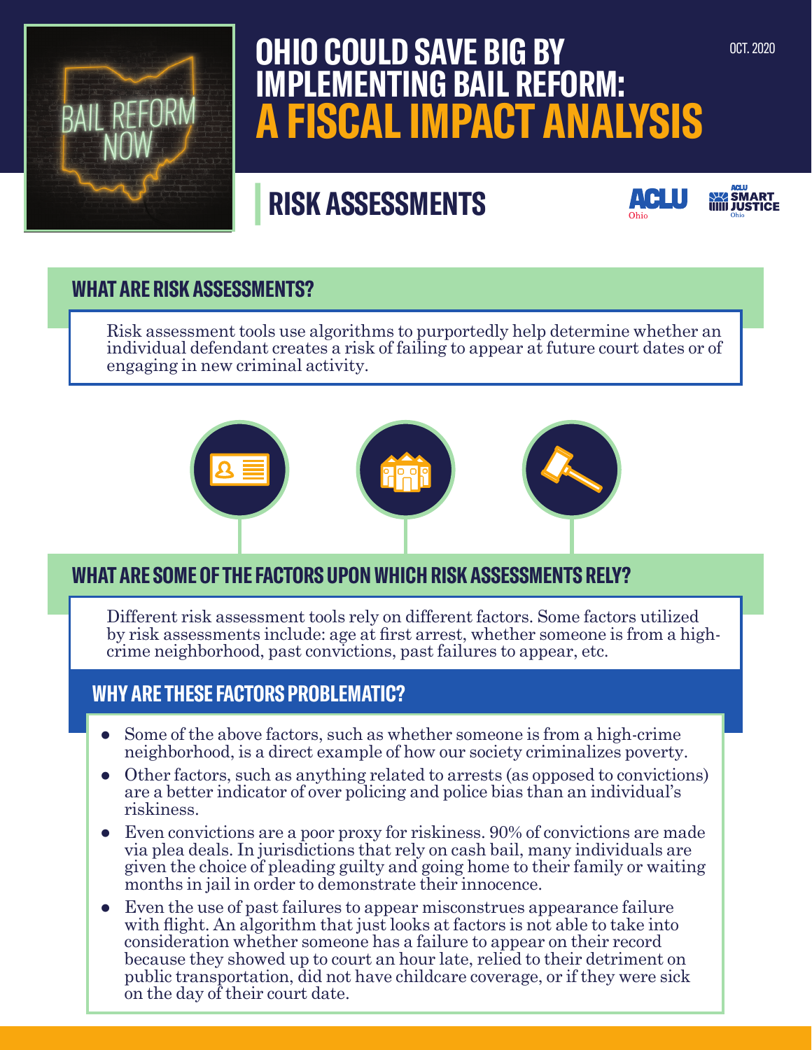OCT. 2020

# OHIO COULD SAVE BIG BY IMPLEMENTING BAIL REFORM: A FISCAL IMPACT ANALYSIS

## RISK ASSESSMENTS

### WHAT ARE RISK ASSESSMENTS?

Risk assessment tools use algorithms to purportedly help determine whether an individual defendant creates a risk of failing to appear at future court dates or of engaging in new criminal activity.

### WHAT ARE SOME OF THE FACTORS UPON WHICH RISK ASSESSMENTS RELY?

Different risk assessment tools rely on different factors. Some factors utilized by risk assessments include: age at first arrest, whether someone is from a high-crime neighborhood, past convictions, past failures to appear, etc.

### WHY ARE THESE FACTORS PROBLEMATIC?

- Some of the above factors, such as whether someone is from a high-crime neighborhood, is a direct example of how our society criminalizes poverty.
- Other factors, such as anything related to arrests (as opposed to convictions) are a better indicator of over policing and police bias than an individual's riskiness.
- Even convictions are a poor proxy for riskiness. 90% of convictions are made via plea deals. In jurisdictions that rely on cash bail, many individuals are given the choice of pleading guilty and going home to their family or waiting months in jail in order to demonstrate their innocence.
- Even the use of past failures to appear misconstrues appearance failure with flight. An algorithm that just looks at factors is not able to take into consideration whether someone has a failure to appear on their record because they showed up to court an hour late, relied to their detriment on public transportation, did not have childcare coverage, or if they were sick on the day of their court date.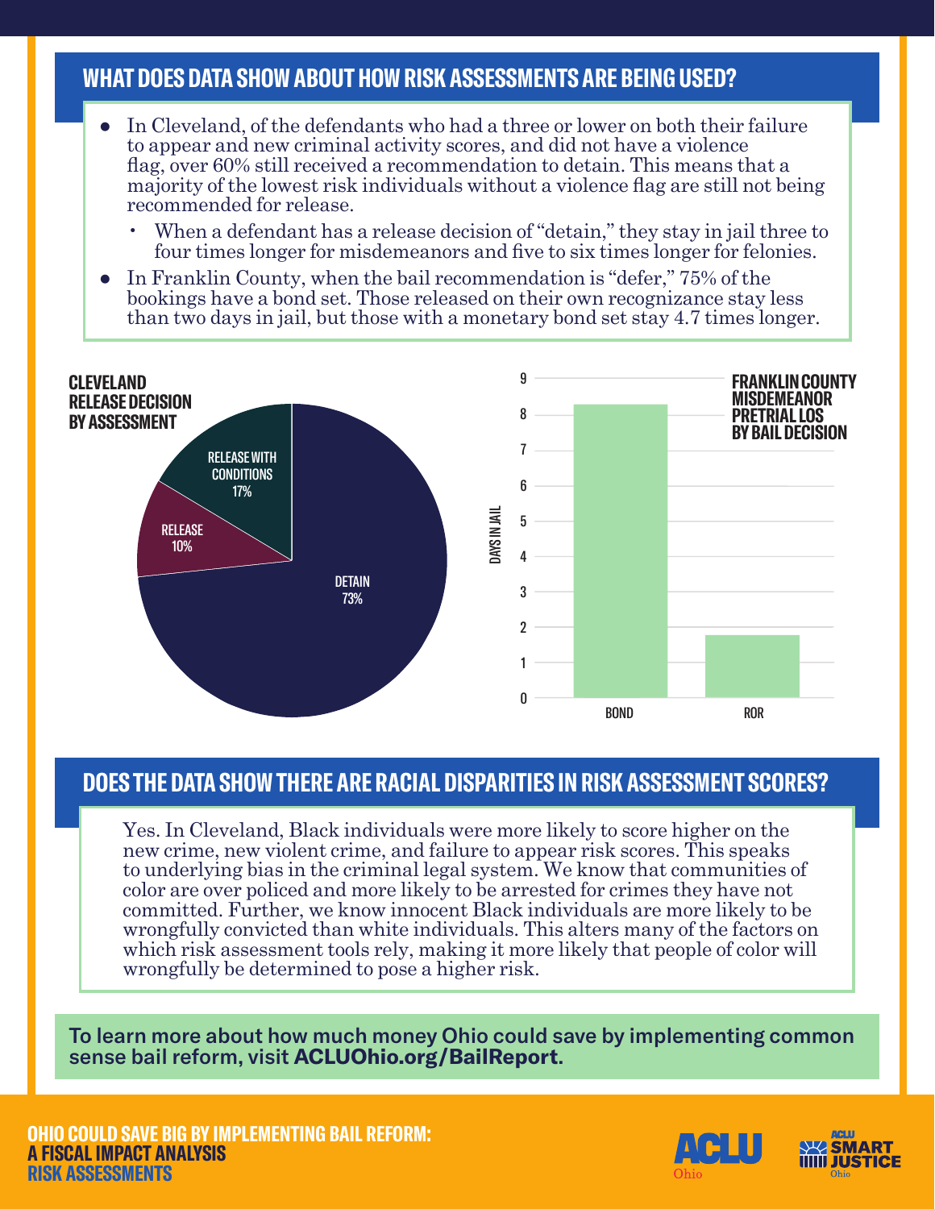## WHAT DOES DATA SHOW ABOUT HOW RISK ASSESSMENTS ARE BEING USED?

- In Cleveland, of the defendants who had a three or lower on both their failure to appear and new criminal activity scores, and did not have a violence flag, over 60% still received a recommendation to detain. This means that a majority of the lowest risk individuals without a violence flag are still not being recommended for release.
  - When a defendant has a release decision of "detain," they stay in jail three to four times longer for misdemeanors and five to six times longer for felonies.
- In Franklin County, when the bail recommendation is "defer," 75% of the bookings have a bond set. Those released on their own recognizance stay less than two days in jail, but those with a monetary bond set stay 4.7 times longer.

CLEVELAND RELEASE DECISION BY ASSESSMENT

RELEASE WITH CONDITIONS 17%

RELEASE 10%

DETAIN 73%

FRANKLIN COUNTY MISDEMEANOR PRETRIAL LOS BY BAIL DECISION

DAYS IN JAIL

0 1 2 3 4 5 6 7 8 9

BOND

ROR

## DOES THE DATA SHOW THERE ARE RACIAL DISPARITIES IN RISK ASSESSMENT SCORES?

Yes. In Cleveland, Black individuals were more likely to score higher on the new crime, new violent crime, and failure to appear risk scores. This speaks to underlying bias in the criminal legal system. We know that communities of color are over policed and more likely to be arrested for crimes they have not committed. Further, we know innocent Black individuals are more likely to be wrongfully convicted than white individuals. This alters many of the factors on which risk assessment tools rely, making it more likely that people of color will wrongfully be determined to pose a higher risk.

**To learn more about how much money Ohio could save by implementing common sense bail reform, visit ACLUOhio.org/BailReport.**